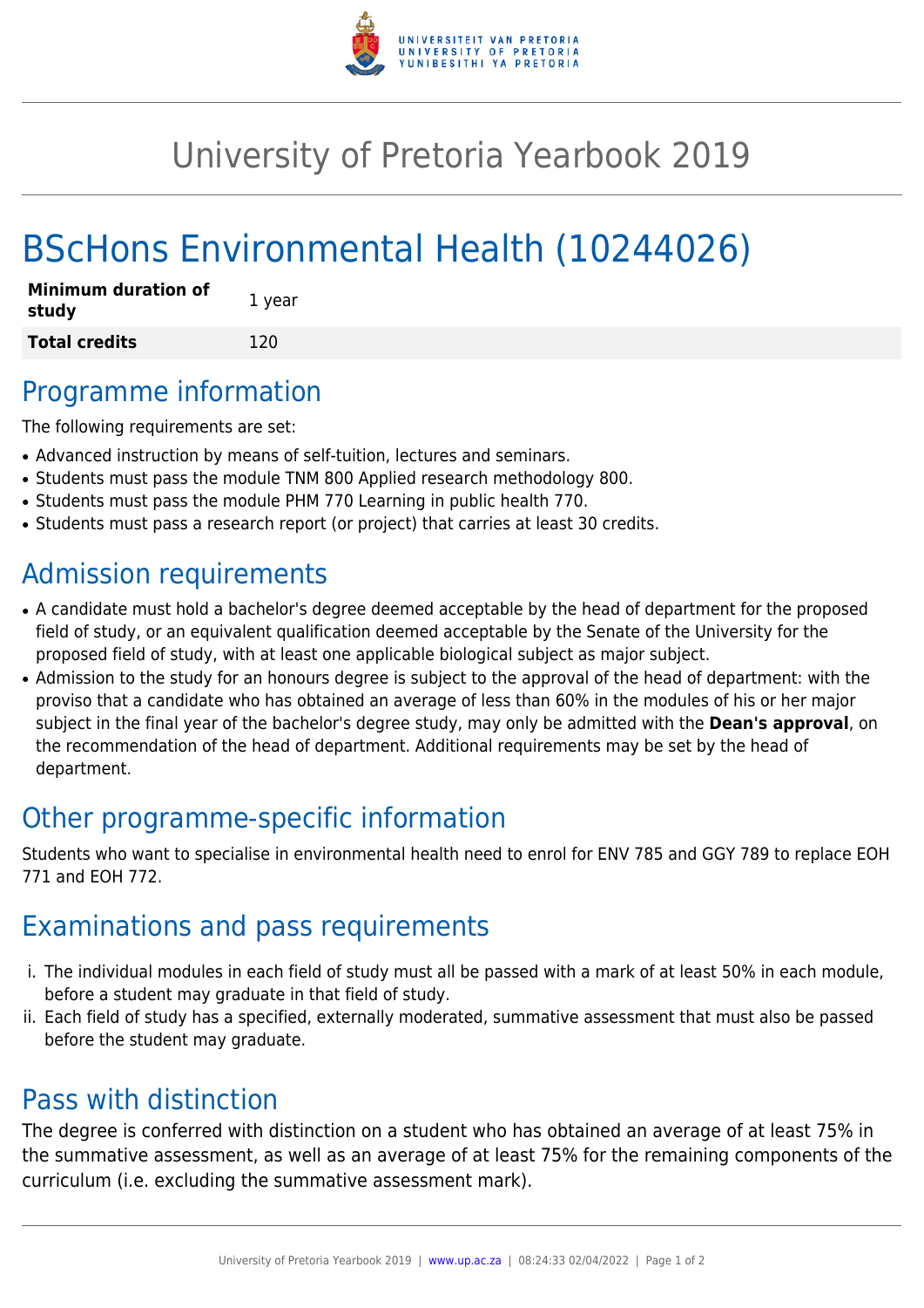# University of Pretoria Yearbook 2019

# BScHons Environmental Health (10244026)

| | |
|---|---|
| **Minimum duration of study** | 1 year |
| **Total credits** | 120 |

## Programme information

The following requirements are set:

- Advanced instruction by means of self-tuition, lectures and seminars.
- Students must pass the module TNM 800 Applied research methodology 800.
- Students must pass the module PHM 770 Learning in public health 770.
- Students must pass a research report (or project) that carries at least 30 credits.

## Admission requirements

- A candidate must hold a bachelor's degree deemed acceptable by the head of department for the proposed field of study, or an equivalent qualification deemed acceptable by the Senate of the University for the proposed field of study, with at least one applicable biological subject as major subject.
- Admission to the study for an honours degree is subject to the approval of the head of department: with the proviso that a candidate who has obtained an average of less than 60% in the modules of his or her major subject in the final year of the bachelor's degree study, may only be admitted with the **Dean's approval**, on the recommendation of the head of department. Additional requirements may be set by the head of department.

## Other programme-specific information

Students who want to specialise in environmental health need to enrol for ENV 785 and GGY 789 to replace EOH 771 and EOH 772.

## Examinations and pass requirements

i. The individual modules in each field of study must all be passed with a mark of at least 50% in each module, before a student may graduate in that field of study.
ii. Each field of study has a specified, externally moderated, summative assessment that must also be passed before the student may graduate.

## Pass with distinction

The degree is conferred with distinction on a student who has obtained an average of at least 75% in the summative assessment, as well as an average of at least 75% for the remaining components of the curriculum (i.e. excluding the summative assessment mark).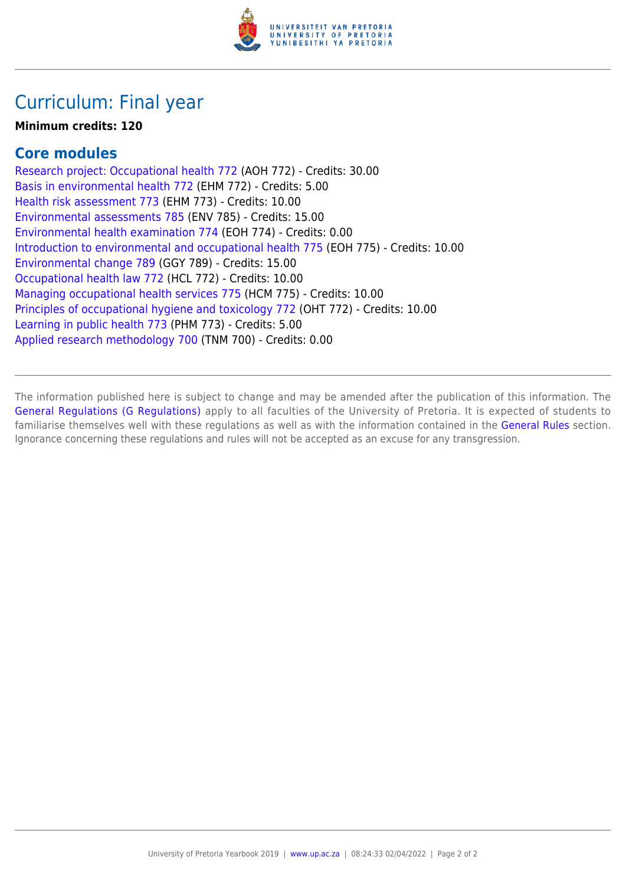## Curriculum: Final year

**Minimum credits: 120**

### Core modules

Research project: Occupational health 772 (AOH 772) - Credits: 30.00
Basis in environmental health 772 (EHM 772) - Credits: 5.00
Health risk assessment 773 (EHM 773) - Credits: 10.00
Environmental assessments 785 (ENV 785) - Credits: 15.00
Environmental health examination 774 (EOH 774) - Credits: 0.00
Introduction to environmental and occupational health 775 (EOH 775) - Credits: 10.00
Environmental change 789 (GGY 789) - Credits: 15.00
Occupational health law 772 (HCL 772) - Credits: 10.00
Managing occupational health services 775 (HCM 775) - Credits: 10.00
Principles of occupational hygiene and toxicology 772 (OHT 772) - Credits: 10.00
Learning in public health 773 (PHM 773) - Credits: 5.00
Applied research methodology 700 (TNM 700) - Credits: 0.00

---

The information published here is subject to change and may be amended after the publication of this information. The General Regulations (G Regulations) apply to all faculties of the University of Pretoria. It is expected of students to familiarise themselves well with these regulations as well as with the information contained in the General Rules section. Ignorance concerning these regulations and rules will not be accepted as an excuse for any transgression.